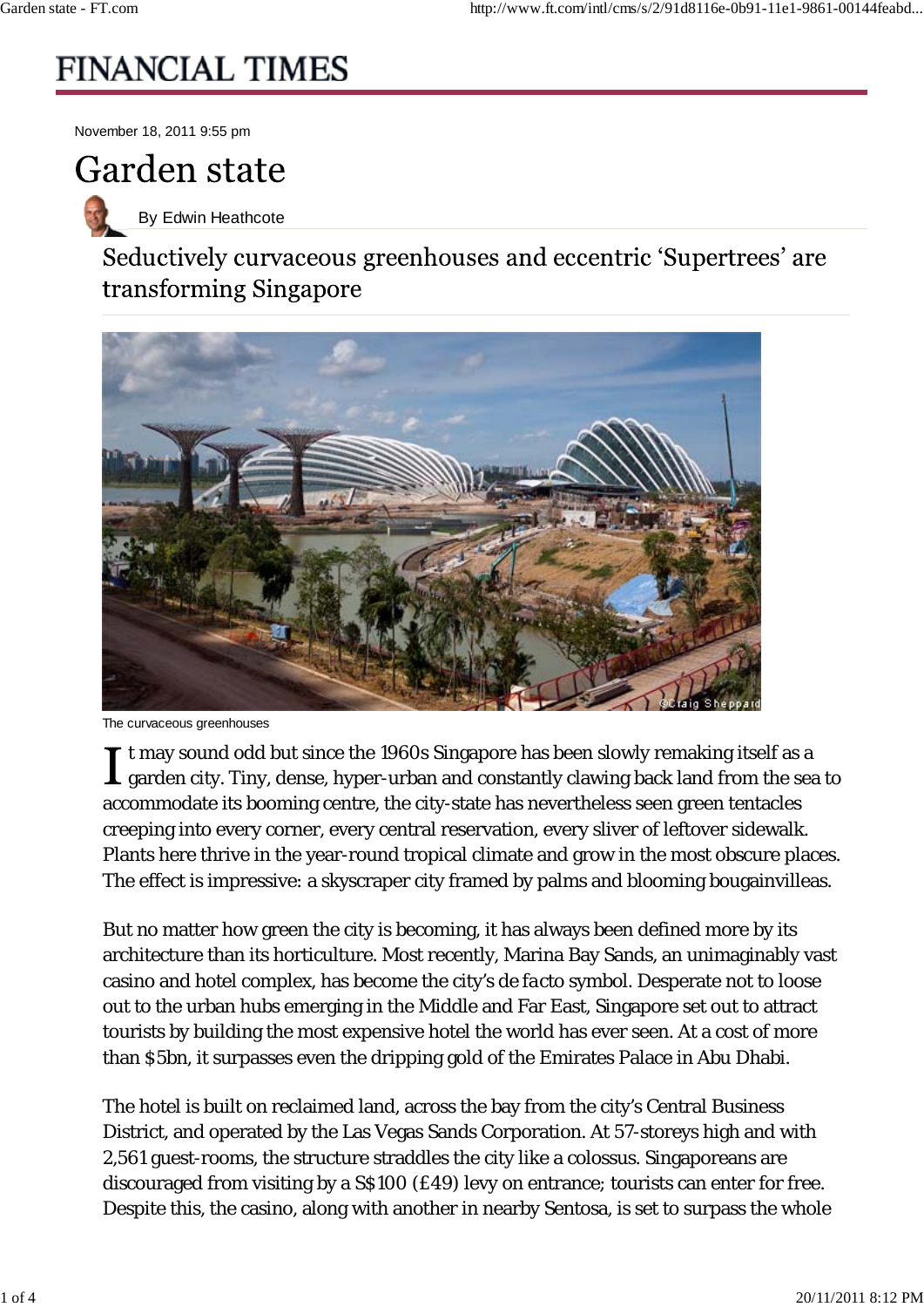FINANCIAL TIMES

November 18, 2011 9:55 pm

# Garden state

By Edwin Heathcote

## Seductively curvaceous greenhouses and eccentric 'Supertrees' are transforming Singapore

The curvaceous greenhouses

It may sound odd but since the 1960s Singapore has been slowly remaking itself as a garden city. Tiny, dense, hyper-urban and constantly clawing back land from the sea to accommodate its booming centre, the city-state has nevertheless seen green tentacles creeping into every corner, every central reservation, every sliver of leftover sidewalk. Plants here thrive in the year-round tropical climate and grow in the most obscure places. The effect is impressive: a skyscraper city framed by palms and blooming bougainvilleas.

But no matter how green the city is becoming, it has always been defined more by its architecture than its horticulture. Most recently, Marina Bay Sands, an unimaginably vast casino and hotel complex, has become the city's *de facto* symbol. Desperate not to loose out to the urban hubs emerging in the Middle and Far East, Singapore set out to attract tourists by building the most expensive hotel the world has ever seen. At a cost of more than $5bn, it surpasses even the dripping gold of the Emirates Palace in Abu Dhabi.

The hotel is built on reclaimed land, across the bay from the city's Central Business District, and operated by the Las Vegas Sands Corporation. At 57-storeys high and with 2,561 guest-rooms, the structure straddles the city like a colossus. Singaporeans are discouraged from visiting by a S$100 (£49) levy on entrance; tourists can enter for free. Despite this, the casino, along with another in nearby Sentosa, is set to surpass the whole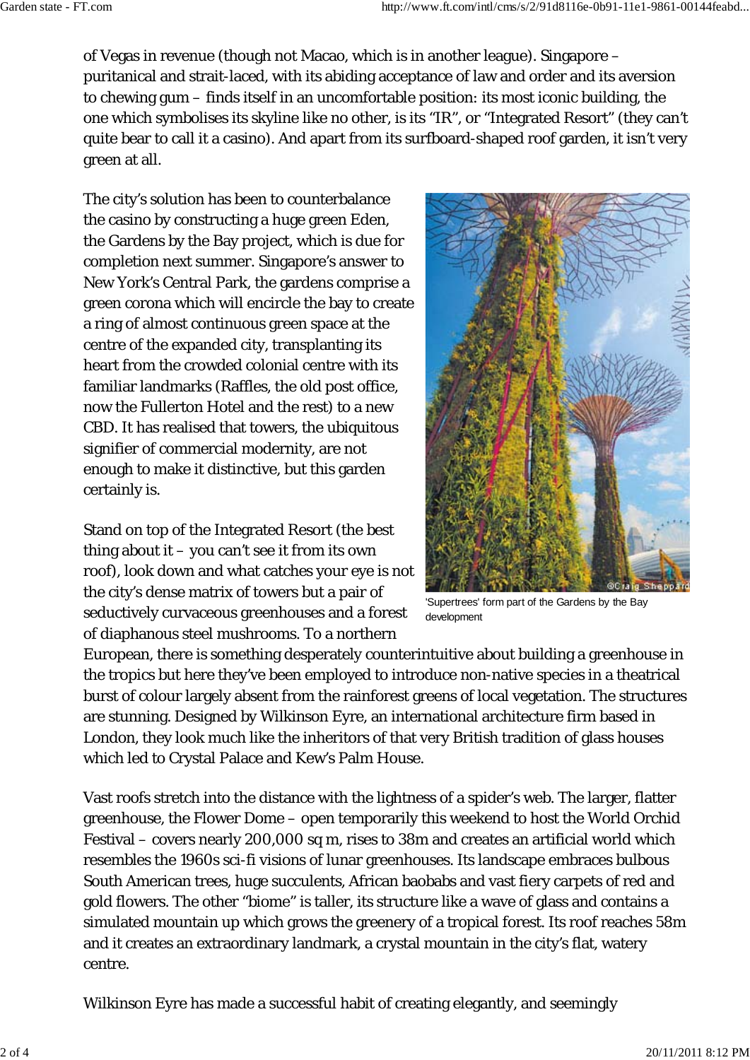of Vegas in revenue (though not Macao, which is in another league). Singapore – puritanical and strait-laced, with its abiding acceptance of law and order and its aversion to chewing gum – finds itself in an uncomfortable position: its most iconic building, the one which symbolises its skyline like no other, is its "IR", or "Integrated Resort" (they can't quite bear to call it a casino). And apart from its surfboard-shaped roof garden, it isn't very green at all.

The city's solution has been to counterbalance the casino by constructing a huge green Eden, the Gardens by the Bay project, which is due for completion next summer. Singapore's answer to New York's Central Park, the gardens comprise a green corona which will encircle the bay to create a ring of almost continuous green space at the centre of the expanded city, transplanting its heart from the crowded colonial centre with its familiar landmarks (Raffles, the old post office, now the Fullerton Hotel and the rest) to a new CBD. It has realised that towers, the ubiquitous signifier of commercial modernity, are not enough to make it distinctive, but this garden certainly is.

'Supertrees' form part of the Gardens by the Bay development

Stand on top of the Integrated Resort (the best thing about it – you can't see it from its own roof), look down and what catches your eye is not the city's dense matrix of towers but a pair of seductively curvaceous greenhouses and a forest of diaphanous steel mushrooms. To a northern European, there is something desperately counterintuitive about building a greenhouse in the tropics but here they've been employed to introduce non-native species in a theatrical burst of colour largely absent from the rainforest greens of local vegetation. The structures are stunning. Designed by Wilkinson Eyre, an international architecture firm based in London, they look much like the inheritors of that very British tradition of glass houses which led to Crystal Palace and Kew's Palm House.

Vast roofs stretch into the distance with the lightness of a spider's web. The larger, flatter greenhouse, the Flower Dome – open temporarily this weekend to host the World Orchid Festival – covers nearly 200,000 sq m, rises to 38m and creates an artificial world which resembles the 1960s sci-fi visions of lunar greenhouses. Its landscape embraces bulbous South American trees, huge succulents, African baobabs and vast fiery carpets of red and gold flowers. The other "biome" is taller, its structure like a wave of glass and contains a simulated mountain up which grows the greenery of a tropical forest. Its roof reaches 58m and it creates an extraordinary landmark, a crystal mountain in the city's flat, watery centre.

Wilkinson Eyre has made a successful habit of creating elegantly, and seemingly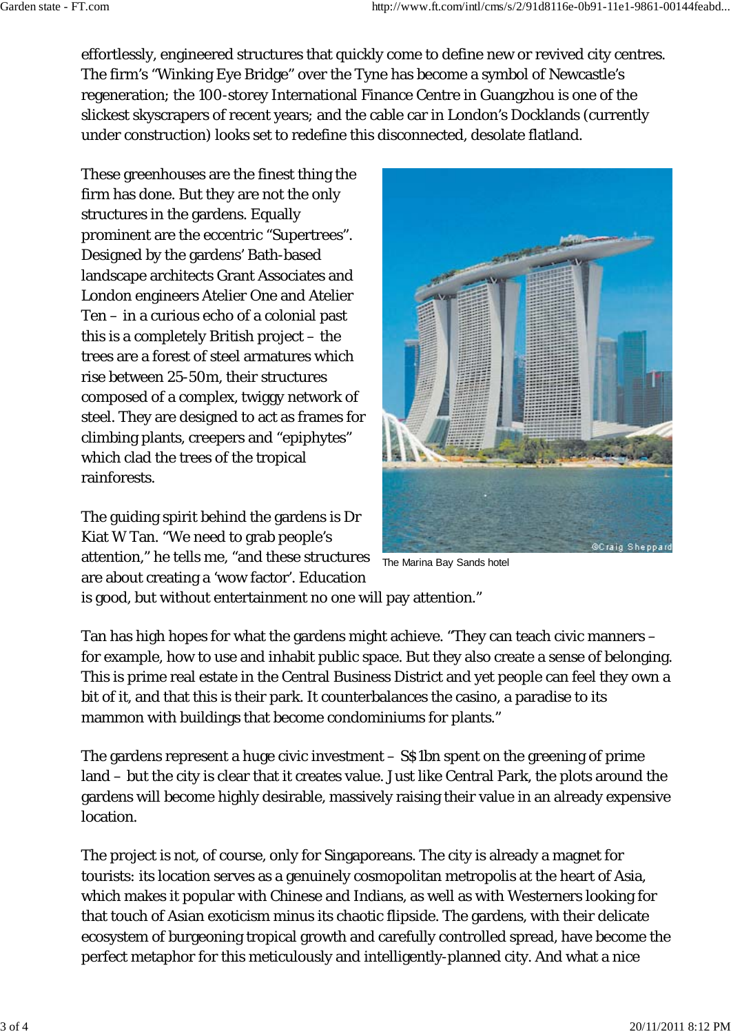effortlessly, engineered structures that quickly come to define new or revived city centres. The firm's "Winking Eye Bridge" over the Tyne has become a symbol of Newcastle's regeneration; the 100-storey International Finance Centre in Guangzhou is one of the slickest skyscrapers of recent years; and the cable car in London's Docklands (currently under construction) looks set to redefine this disconnected, desolate flatland.

These greenhouses are the finest thing the firm has done. But they are not the only structures in the gardens. Equally prominent are the eccentric "Supertrees". Designed by the gardens' Bath-based landscape architects Grant Associates and London engineers Atelier One and Atelier Ten – in a curious echo of a colonial past this is a completely British project – the trees are a forest of steel armatures which rise between 25-50m, their structures composed of a complex, twiggy network of steel. They are designed to act as frames for climbing plants, creepers and "epiphytes" which clad the trees of the tropical rainforests.

The Marina Bay Sands hotel

The guiding spirit behind the gardens is Dr Kiat W Tan. "We need to grab people's attention," he tells me, "and these structures are about creating a 'wow factor'. Education is good, but without entertainment no one will pay attention."

Tan has high hopes for what the gardens might achieve. "They can teach civic manners – for example, how to use and inhabit public space. But they also create a sense of belonging. This is prime real estate in the Central Business District and yet people can feel they own a bit of it, and that this is their park. It counterbalances the casino, a paradise to its mammon with buildings that become condominiums for plants."

The gardens represent a huge civic investment – S$1bn spent on the greening of prime land – but the city is clear that it creates value. Just like Central Park, the plots around the gardens will become highly desirable, massively raising their value in an already expensive location.

The project is not, of course, only for Singaporeans. The city is already a magnet for tourists: its location serves as a genuinely cosmopolitan metropolis at the heart of Asia, which makes it popular with Chinese and Indians, as well as with Westerners looking for that touch of Asian exoticism minus its chaotic flipside. The gardens, with their delicate ecosystem of burgeoning tropical growth and carefully controlled spread, have become the perfect metaphor for this meticulously and intelligently-planned city. And what a nice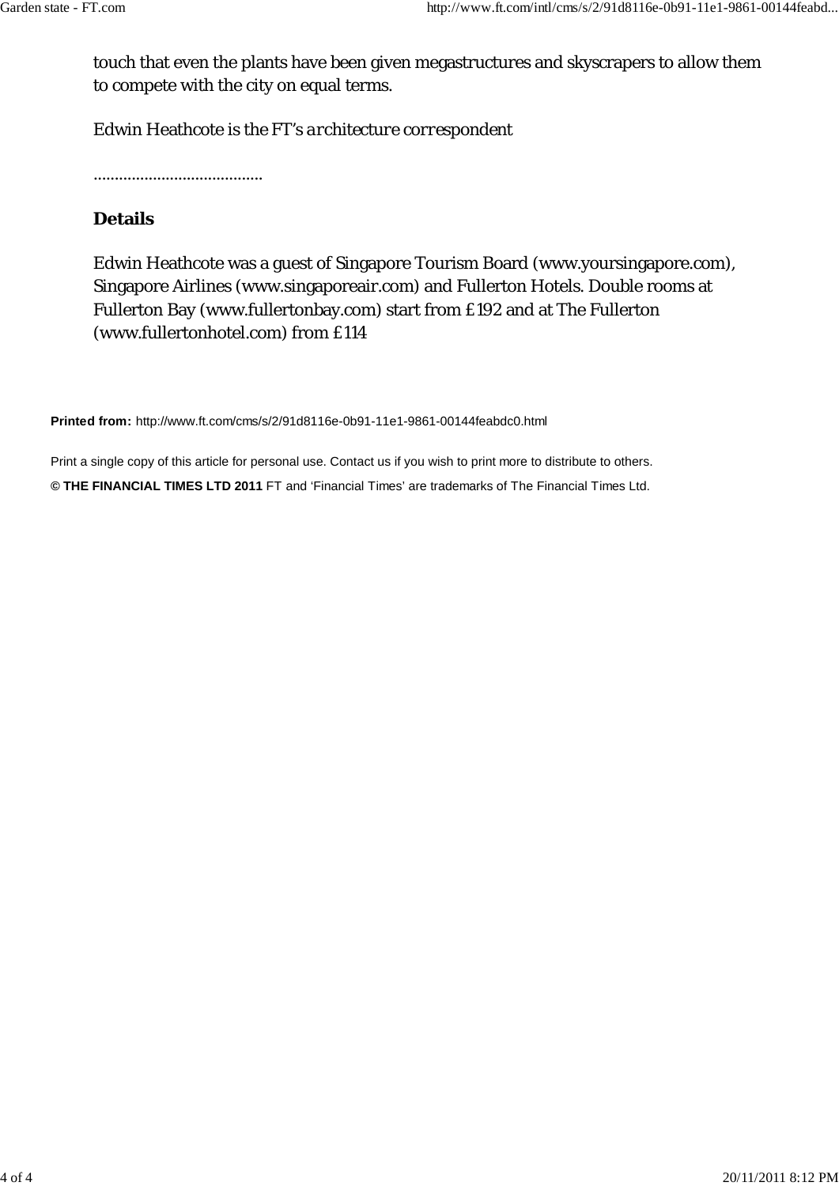touch that even the plants have been given megastructures and skyscrapers to allow them to compete with the city on equal terms.

*Edwin Heathcote is the FT's architecture correspondent*

.......................................

**Details**

Edwin Heathcote was a guest of Singapore Tourism Board (www.yoursingapore.com), Singapore Airlines (www.singaporeair.com) and Fullerton Hotels. Double rooms at Fullerton Bay (www.fullertonbay.com) start from £192 and at The Fullerton (www.fullertonhotel.com) from £114

**Printed from:** http://www.ft.com/cms/s/2/91d8116e-0b91-11e1-9861-00144feabdc0.html

Print a single copy of this article for personal use. Contact us if you wish to print more to distribute to others.

**© THE FINANCIAL TIMES LTD 2011** FT and 'Financial Times' are trademarks of The Financial Times Ltd.